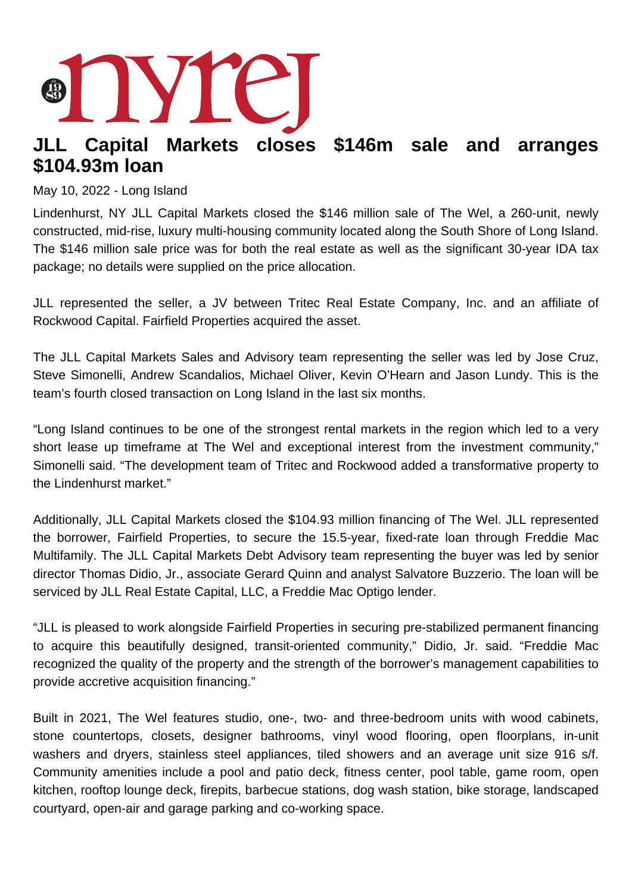# JLL Capital Markets closes $146m sale and arranges $104.93m loan

May 10, 2022 - Long Island

Lindenhurst, NY JLL Capital Markets closed the $146 million sale of The Wel, a 260-unit, newly constructed, mid-rise, luxury multi-housing community located along the South Shore of Long Island. The $146 million sale price was for both the real estate as well as the significant 30-year IDA tax package; no details were supplied on the price allocation.

JLL represented the seller, a JV between Tritec Real Estate Company, Inc. and an affiliate of Rockwood Capital. Fairfield Properties acquired the asset.

The JLL Capital Markets Sales and Advisory team representing the seller was led by Jose Cruz, Steve Simonelli, Andrew Scandalios, Michael Oliver, Kevin O'Hearn and Jason Lundy. This is the team's fourth closed transaction on Long Island in the last six months.

"Long Island continues to be one of the strongest rental markets in the region which led to a very short lease up timeframe at The Wel and exceptional interest from the investment community," Simonelli said. "The development team of Tritec and Rockwood added a transformative property to the Lindenhurst market."

Additionally, JLL Capital Markets closed the $104.93 million financing of The Wel. JLL represented the borrower, Fairfield Properties, to secure the 15.5-year, fixed-rate loan through Freddie Mac Multifamily. The JLL Capital Markets Debt Advisory team representing the buyer was led by senior director Thomas Didio, Jr., associate Gerard Quinn and analyst Salvatore Buzzerio. The loan will be serviced by JLL Real Estate Capital, LLC, a Freddie Mac Optigo lender.

"JLL is pleased to work alongside Fairfield Properties in securing pre-stabilized permanent financing to acquire this beautifully designed, transit-oriented community," Didio, Jr. said. "Freddie Mac recognized the quality of the property and the strength of the borrower's management capabilities to provide accretive acquisition financing."

Built in 2021, The Wel features studio, one-, two- and three-bedroom units with wood cabinets, stone countertops, closets, designer bathrooms, vinyl wood flooring, open floorplans, in-unit washers and dryers, stainless steel appliances, tiled showers and an average unit size 916 s/f. Community amenities include a pool and patio deck, fitness center, pool table, game room, open kitchen, rooftop lounge deck, firepits, barbecue stations, dog wash station, bike storage, landscaped courtyard, open-air and garage parking and co-working space.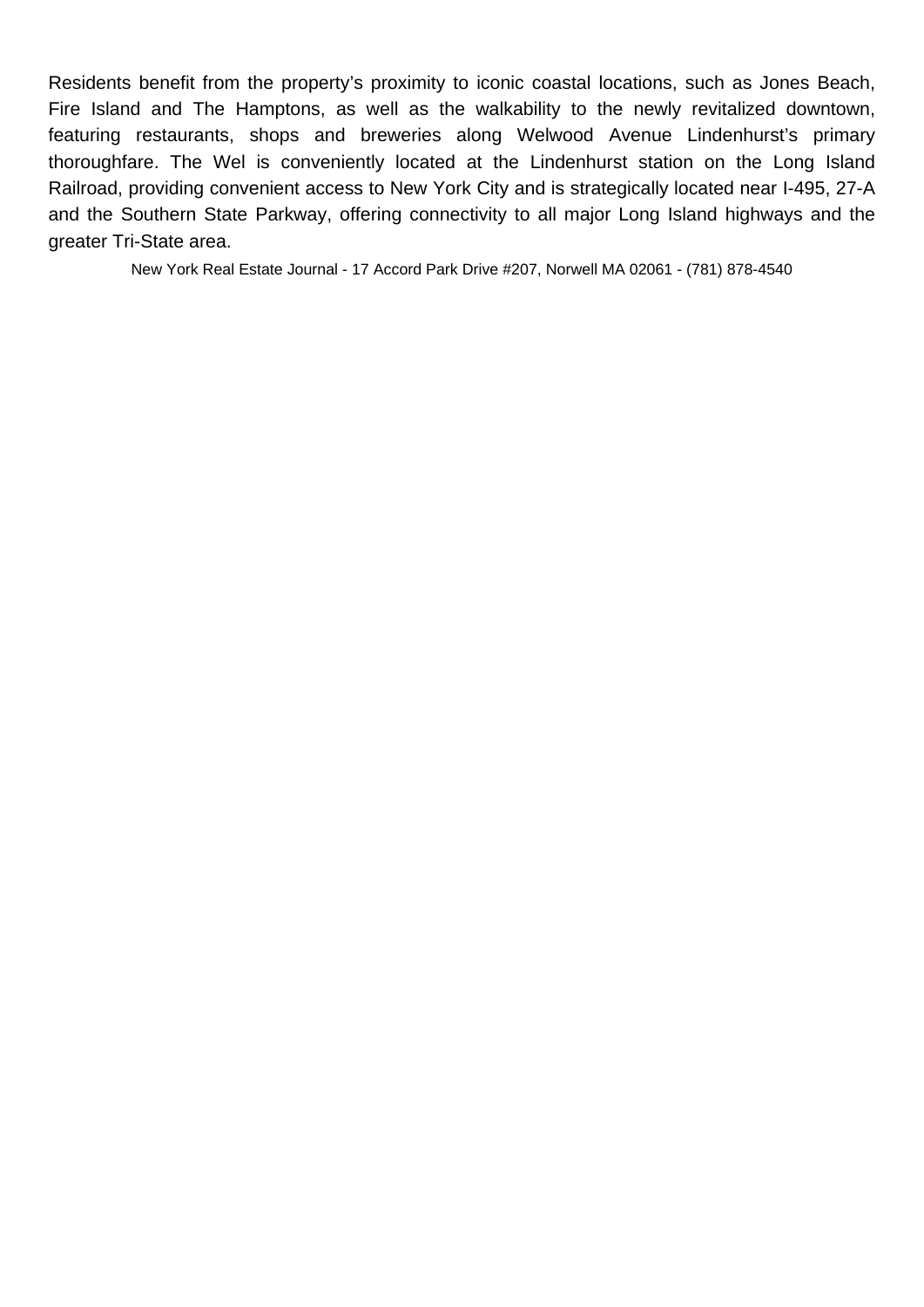Residents benefit from the property’s proximity to iconic coastal locations, such as Jones Beach, Fire Island and The Hamptons, as well as the walkability to the newly revitalized downtown, featuring restaurants, shops and breweries along Welwood Avenue Lindenhurst’s primary thoroughfare. The Wel is conveniently located at the Lindenhurst station on the Long Island Railroad, providing convenient access to New York City and is strategically located near I-495, 27-A and the Southern State Parkway, offering connectivity to all major Long Island highways and the greater Tri-State area.